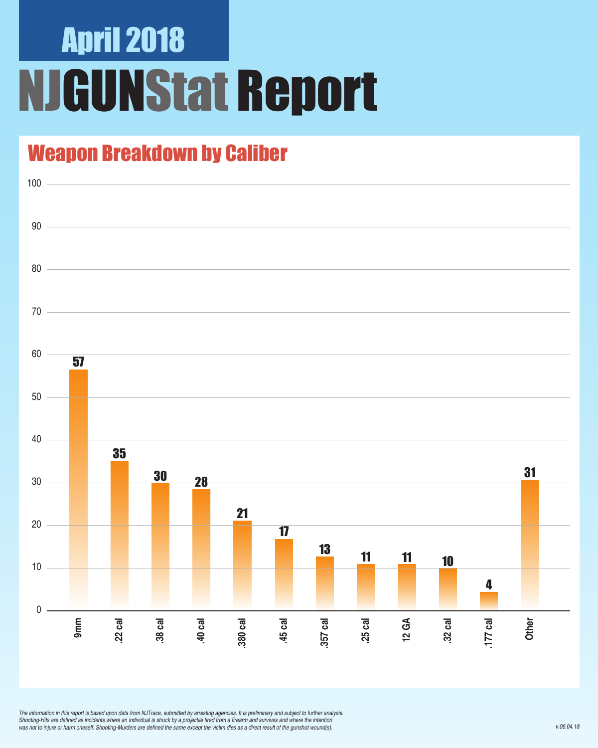# April 2018

# NJGUNStat Report

## Weapon Breakdown by Caliber

| Caliber | Count |
| --- | --- |
| 9mm | 57 |
| .22 cal | 35 |
| .38 cal | 30 |
| .40 cal | 28 |
| .380 cal | 21 |
| .45 cal | 17 |
| .357 cal | 13 |
| .25 cal | 11 |
| 12 GA | 11 |
| .32 cal | 10 |
| .177 cal | 4 |
| Other | 31 |

*The information in this report is based upon data from NJTrace, submitted by arresting agencies. It is preliminary and subject to further analysis. Shooting-Hits are defined as incidents where an individual is struck by a projectile fired from a firearm and survives and where the intention was not to injure or harm oneself. Shooting-Murders are defined the same except the victim dies as a direct result of the gunshot wound(s).*

*v.06.04.18*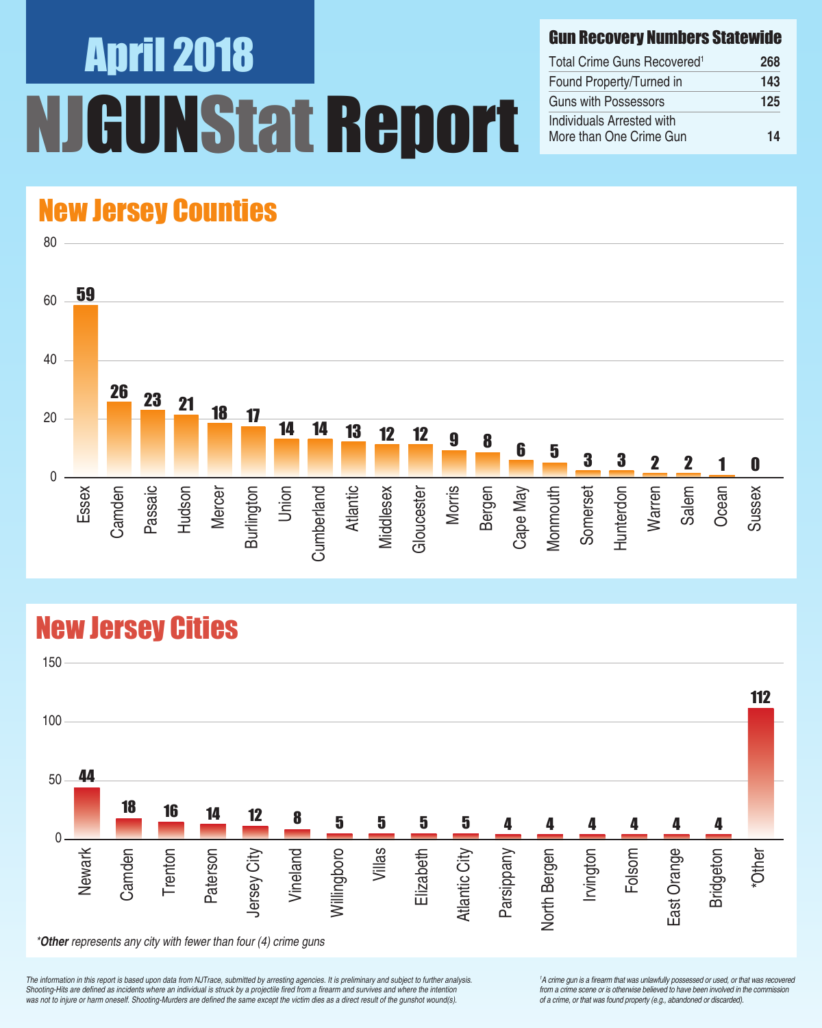# April 2018

# NJGUNStat Report

## Gun Recovery Numbers Statewide

| | |
|---|---|
| Total Crime Guns Recovered[1] | 268 |
| Found Property/Turned in | 143 |
| Guns with Possessors | 125 |
| Individuals Arrested with More than One Crime Gun | 14 |

## New Jersey Counties

| County | Crime Guns |
|---|---|
| Essex | 59 |
| Camden | 26 |
| Passaic | 23 |
| Hudson | 21 |
| Mercer | 18 |
| Burlington | 17 |
| Union | 14 |
| Cumberland | 14 |
| Atlantic | 13 |
| Middlesex | 12 |
| Gloucester | 12 |
| Morris | 9 |
| Bergen | 8 |
| Cape May | 6 |
| Monmouth | 5 |
| Somerset | 3 |
| Hunterdon | 3 |
| Warren | 2 |
| Salem | 2 |
| Ocean | 1 |
| Sussex | 0 |

## New Jersey Cities

| City | Crime Guns |
|---|---|
| Newark | 44 |
| Camden | 18 |
| Trenton | 16 |
| Paterson | 14 |
| Jersey City | 12 |
| Vineland | 8 |
| Willingboro | 5 |
| Villas | 5 |
| Elizabeth | 5 |
| Atlantic City | 5 |
| Parsippany | 4 |
| North Bergen | 4 |
| Irvington | 4 |
| Folsom | 4 |
| East Orange | 4 |
| Bridgeton | 4 |
| *Other | 112 |

*\*Other represents any city with fewer than four (4) crime guns*

*The information in this report is based upon data from NJTrace, submitted by arresting agencies. It is preliminary and subject to further analysis. Shooting-Hits are defined as incidents where an individual is struck by a projectile fired from a firearm and survives and where the intention was not to injure or harm oneself. Shooting-Murders are defined the same except the victim dies as a direct result of the gunshot wound(s).*

*[1]A crime gun is a firearm that was unlawfully possessed or used, or that was recovered from a crime scene or is otherwise believed to have been involved in the commission of a crime, or that was found property (e.g., abandoned or discarded).*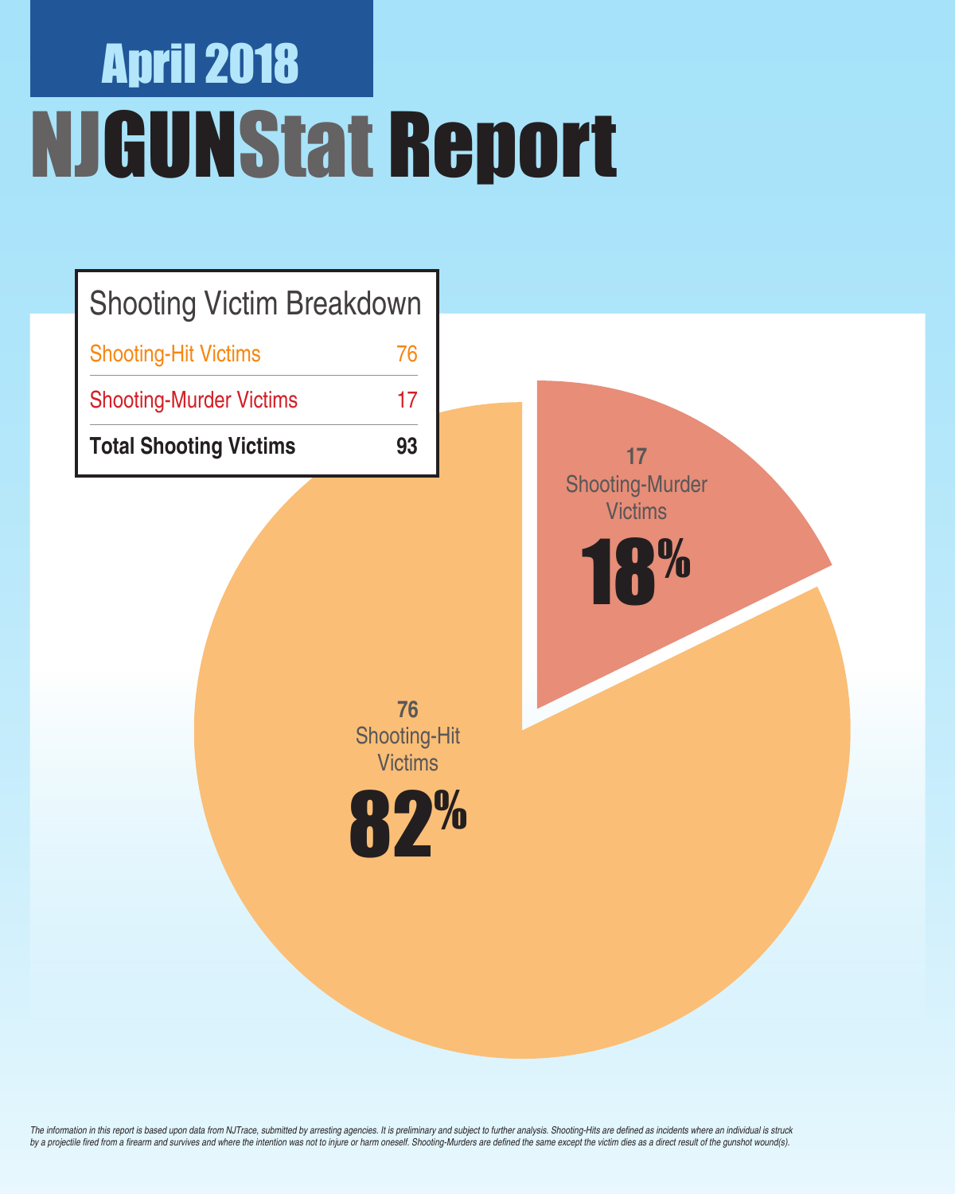## April 2018

# NJGUNStat Report

### Shooting Victim Breakdown

| | |
|---|---|
| Shooting-Hit Victims | 76 |
| Shooting-Murder Victims | 17 |
| **Total Shooting Victims** | **93** |

17
Shooting-Murder Victims
18%

76
Shooting-Hit Victims
82%

*The information in this report is based upon data from NJTrace, submitted by arresting agencies. It is preliminary and subject to further analysis. Shooting-Hits are defined as incidents where an individual is struck by a projectile fired from a firearm and survives and where the intention was not to injure or harm oneself. Shooting-Murders are defined the same except the victim dies as a direct result of the gunshot wound(s).*